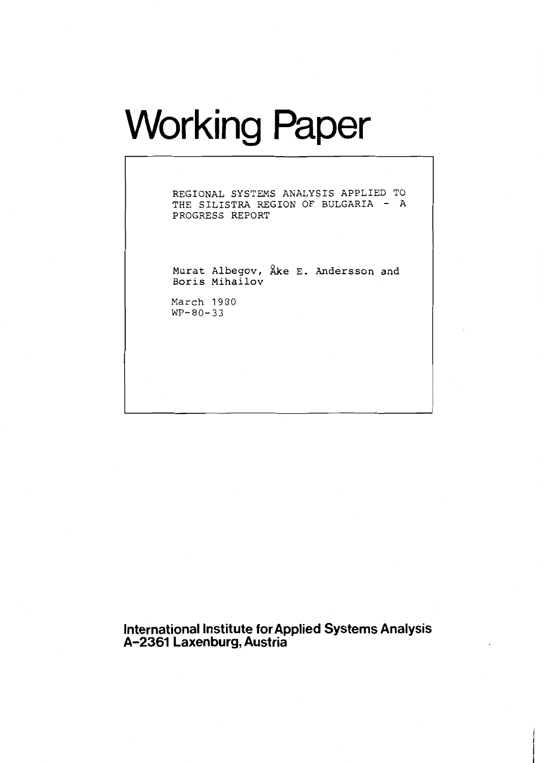# Working Paper

REGIONAL SYSTEMS ANALYSIS APPLIED TO THE SILISTRA REGION OF BULGARIA - A PROGRESS REPORT

Murat Albegov, Åke E. Andersson and Boris Mihailov

March 1980
WP-80-33

**International Institute for Applied Systems Analysis**
**A-2361 Laxenburg, Austria**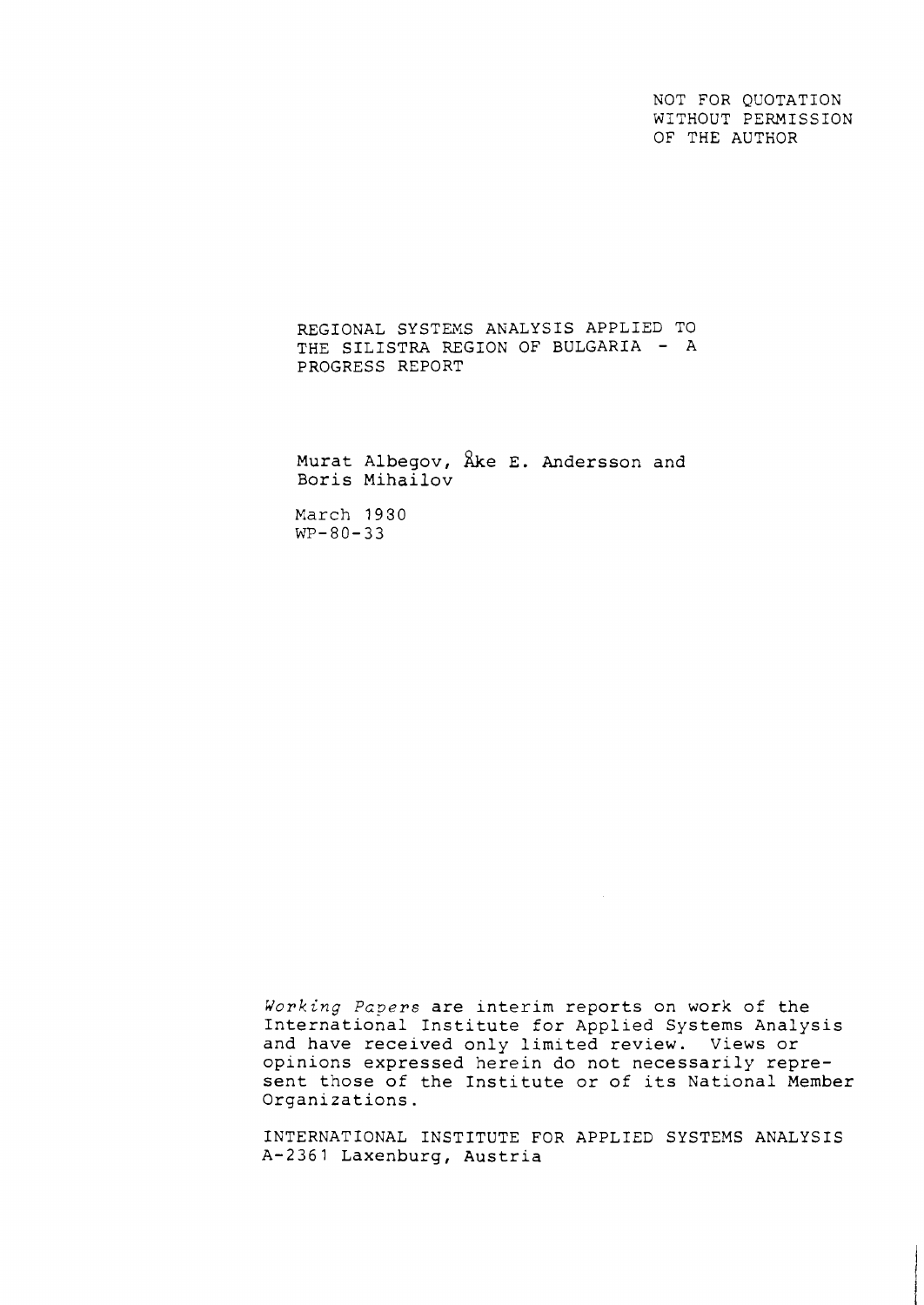NOT FOR QUOTATION
WITHOUT PERMISSION
OF THE AUTHOR

# REGIONAL SYSTEMS ANALYSIS APPLIED TO THE SILISTRA REGION OF BULGARIA - A PROGRESS REPORT

Murat Albegov, Åke E. Andersson and
Boris Mihailov

March 1980
WP-80-33

*Working Papers* are interim reports on work of the International Institute for Applied Systems Analysis and have received only limited review. Views or opinions expressed herein do not necessarily represent those of the Institute or of its National Member Organizations.

INTERNATIONAL INSTITUTE FOR APPLIED SYSTEMS ANALYSIS
A-2361 Laxenburg, Austria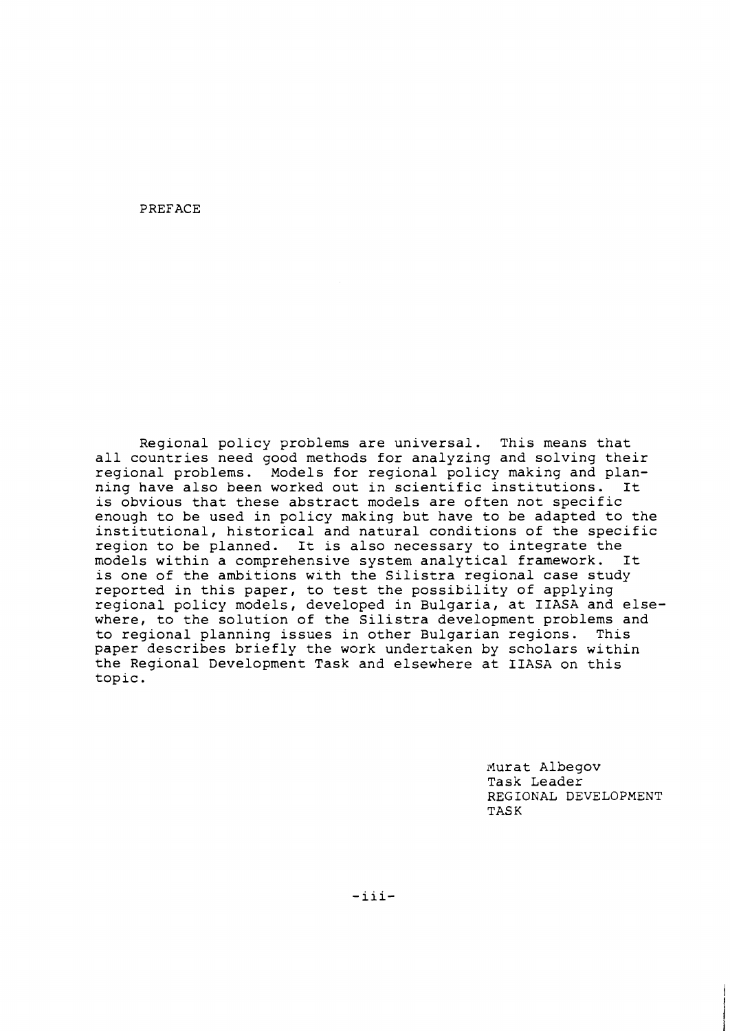# PREFACE

Regional policy problems are universal. This means that all countries need good methods for analyzing and solving their regional problems. Models for regional policy making and planning have also been worked out in scientific institutions. It is obvious that these abstract models are often not specific enough to be used in policy making but have to be adapted to the institutional, historical and natural conditions of the specific region to be planned. It is also necessary to integrate the models within a comprehensive system analytical framework. It is one of the ambitions with the Silistra regional case study reported in this paper, to test the possibility of applying regional policy models, developed in Bulgaria, at IIASA and elsewhere, to the solution of the Silistra development problems and to regional planning issues in other Bulgarian regions. This paper describes briefly the work undertaken by scholars within the Regional Development Task and elsewhere at IIASA on this topic.

Murat Albegov
Task Leader
REGIONAL DEVELOPMENT
TASK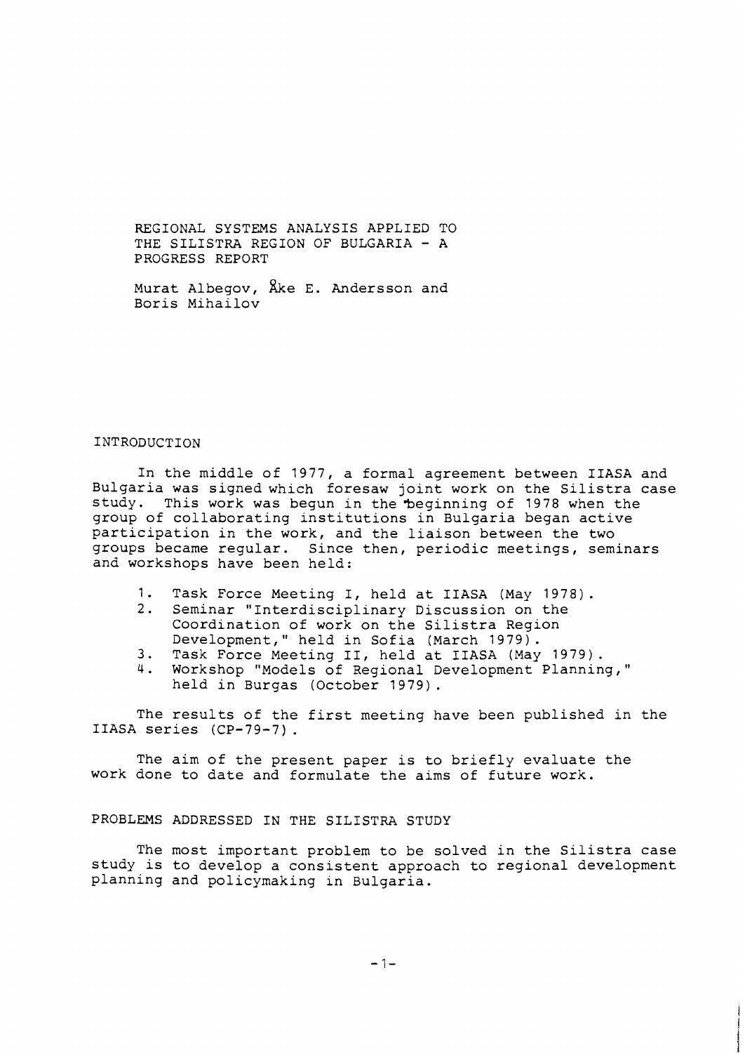# REGIONAL SYSTEMS ANALYSIS APPLIED TO THE SILISTRA REGION OF BULGARIA - A PROGRESS REPORT

Murat Albegov, Åke E. Andersson and Boris Mihailov

## INTRODUCTION

In the middle of 1977, a formal agreement between IIASA and Bulgaria was signed which foresaw joint work on the Silistra case study. This work was begun in the beginning of 1978 when the group of collaborating institutions in Bulgaria began active participation in the work, and the liaison between the two groups became regular. Since then, periodic meetings, seminars and workshops have been held:

1. Task Force Meeting I, held at IIASA (May 1978).
2. Seminar "Interdisciplinary Discussion on the Coordination of work on the Silistra Region Development," held in Sofia (March 1979).
3. Task Force Meeting II, held at IIASA (May 1979).
4. Workshop "Models of Regional Development Planning," held in Burgas (October 1979).

The results of the first meeting have been published in the IIASA series (CP-79-7).

The aim of the present paper is to briefly evaluate the work done to date and formulate the aims of future work.

## PROBLEMS ADDRESSED IN THE SILISTRA STUDY

The most important problem to be solved in the Silistra case study is to develop a consistent approach to regional development planning and policymaking in Bulgaria.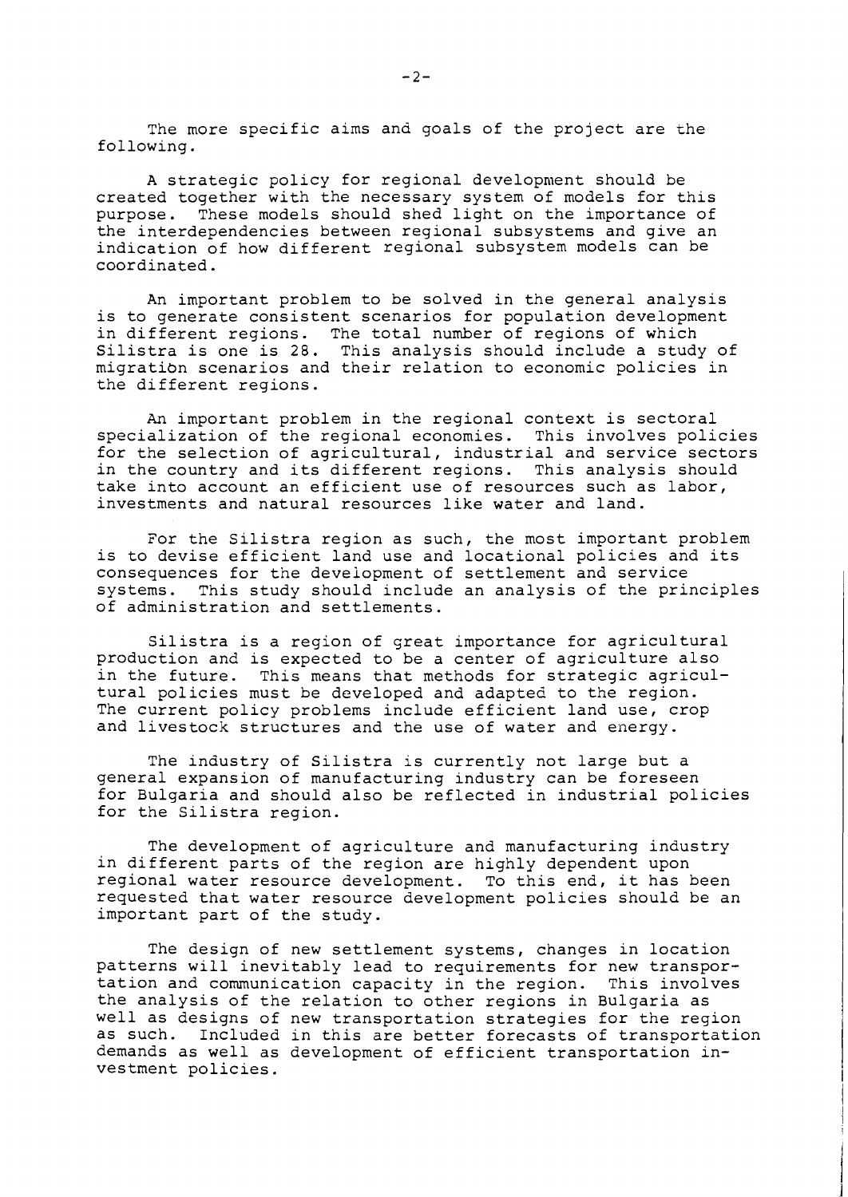The more specific aims and goals of the project are the following.

A strategic policy for regional development should be created together with the necessary system of models for this purpose. These models should shed light on the importance of the interdependencies between regional subsystems and give an indication of how different regional subsystem models can be coordinated.

An important problem to be solved in the general analysis is to generate consistent scenarios for population development in different regions. The total number of regions of which Silistra is one is 28. This analysis should include a study of migration scenarios and their relation to economic policies in the different regions.

An important problem in the regional context is sectoral specialization of the regional economies. This involves policies for the selection of agricultural, industrial and service sectors in the country and its different regions. This analysis should take into account an efficient use of resources such as labor, investments and natural resources like water and land.

For the Silistra region as such, the most important problem is to devise efficient land use and locational policies and its consequences for the development of settlement and service systems. This study should include an analysis of the principles of administration and settlements.

Silistra is a region of great importance for agricultural production and is expected to be a center of agriculture also in the future. This means that methods for strategic agricultural policies must be developed and adapted to the region. The current policy problems include efficient land use, crop and livestock structures and the use of water and energy.

The industry of Silistra is currently not large but a general expansion of manufacturing industry can be foreseen for Bulgaria and should also be reflected in industrial policies for the Silistra region.

The development of agriculture and manufacturing industry in different parts of the region are highly dependent upon regional water resource development. To this end, it has been requested that water resource development policies should be an important part of the study.

The design of new settlement systems, changes in location patterns will inevitably lead to requirements for new transportation and communication capacity in the region. This involves the analysis of the relation to other regions in Bulgaria as well as designs of new transportation strategies for the region as such. Included in this are better forecasts of transportation demands as well as development of efficient transportation investment policies.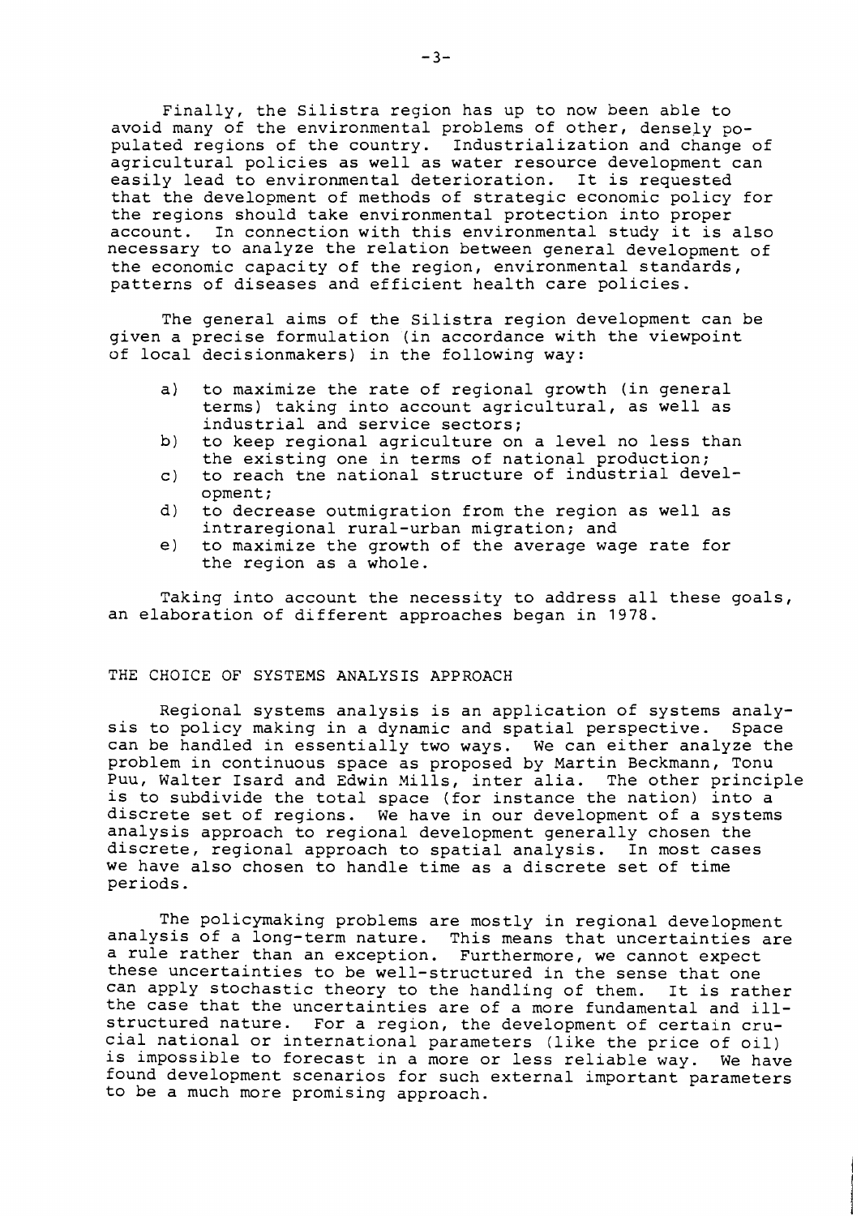Finally, the Silistra region has up to now been able to avoid many of the environmental problems of other, densely populated regions of the country. Industrialization and change of agricultural policies as well as water resource development can easily lead to environmental deterioration. It is requested that the development of methods of strategic economic policy for the regions should take environmental protection into proper account. In connection with this environmental study it is also necessary to analyze the relation between general development of the economic capacity of the region, environmental standards, patterns of diseases and efficient health care policies.

The general aims of the Silistra region development can be given a precise formulation (in accordance with the viewpoint of local decisionmakers) in the following way:

a) to maximize the rate of regional growth (in general terms) taking into account agricultural, as well as industrial and service sectors;
b) to keep regional agriculture on a level no less than the existing one in terms of national production;
c) to reach the national structure of industrial development;
d) to decrease outmigration from the region as well as intraregional rural-urban migration; and
e) to maximize the growth of the average wage rate for the region as a whole.

Taking into account the necessity to address all these goals, an elaboration of different approaches began in 1978.

## THE CHOICE OF SYSTEMS ANALYSIS APPROACH

Regional systems analysis is an application of systems analysis to policy making in a dynamic and spatial perspective. Space can be handled in essentially two ways. We can either analyze the problem in continuous space as proposed by Martin Beckmann, Tonu Puu, Walter Isard and Edwin Mills, inter alia. The other principle is to subdivide the total space (for instance the nation) into a discrete set of regions. We have in our development of a systems analysis approach to regional development generally chosen the discrete, regional approach to spatial analysis. In most cases we have also chosen to handle time as a discrete set of time periods.

The policymaking problems are mostly in regional development analysis of a long-term nature. This means that uncertainties are a rule rather than an exception. Furthermore, we cannot expect these uncertainties to be well-structured in the sense that one can apply stochastic theory to the handling of them. It is rather the case that the uncertainties are of a more fundamental and ill-structured nature. For a region, the development of certain crucial national or international parameters (like the price of oil) is impossible to forecast in a more or less reliable way. We have found development scenarios for such external important parameters to be a much more promising approach.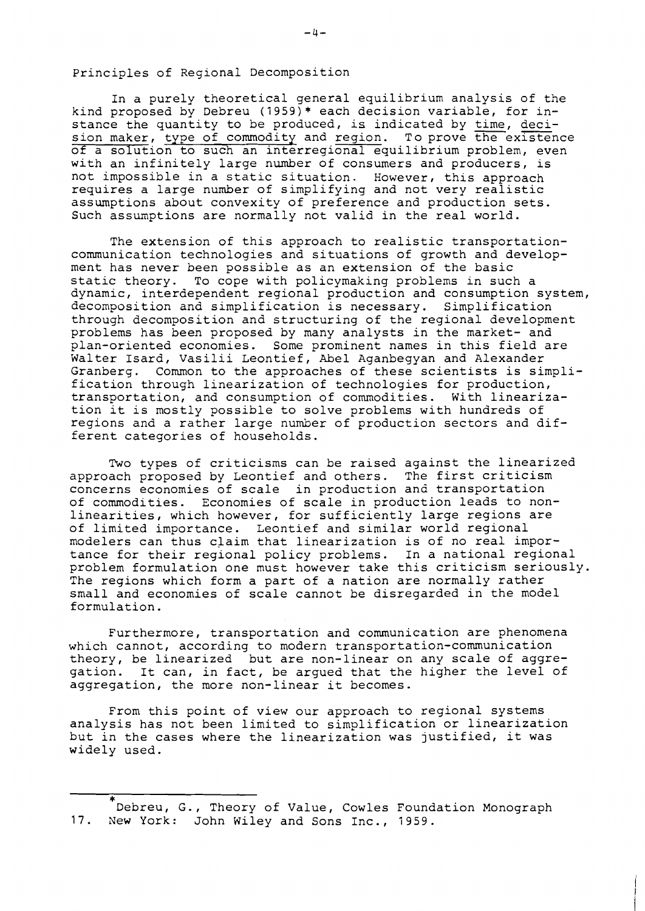## Principles of Regional Decomposition

In a purely theoretical general equilibrium analysis of the kind proposed by Debreu (1959)* each decision variable, for instance the quantity to be produced, is indicated by time, decision maker, type of commodity and region. To prove the existence of a solution to such an interregional equilibrium problem, even with an infinitely large number of consumers and producers, is not impossible in a static situation. However, this approach requires a large number of simplifying and not very realistic assumptions about convexity of preference and production sets. Such assumptions are normally not valid in the real world.

The extension of this approach to realistic transportation-communication technologies and situations of growth and development has never been possible as an extension of the basic static theory. To cope with policymaking problems in such a dynamic, interdependent regional production and consumption system, decomposition and simplification is necessary. Simplification through decomposition and structuring of the regional development problems has been proposed by many analysts in the market- and plan-oriented economies. Some prominent names in this field are Walter Isard, Vasilii Leontief, Abel Aganbegyan and Alexander Granberg. Common to the approaches of these scientists is simplification through linearization of technologies for production, transportation, and consumption of commodities. With linearization it is mostly possible to solve problems with hundreds of regions and a rather large number of production sectors and different categories of households.

Two types of criticisms can be raised against the linearized approach proposed by Leontief and others. The first criticism concerns economies of scale in production and transportation of commodities. Economies of scale in production leads to non-linearities, which however, for sufficiently large regions are of limited importance. Leontief and similar world regional modelers can thus claim that linearization is of no real importance for their regional policy problems. In a national regional problem formulation one must however take this criticism seriously. The regions which form a part of a nation are normally rather small and economies of scale cannot be disregarded in the model formulation.

Furthermore, transportation and communication are phenomena which cannot, according to modern transportation-communication theory, be linearized but are non-linear on any scale of aggregation. It can, in fact, be argued that the higher the level of aggregation, the more non-linear it becomes.

From this point of view our approach to regional systems analysis has not been limited to simplification or linearization but in the cases where the linearization was justified, it was widely used.

---

*Debreu, G., Theory of Value, Cowles Foundation Monograph 17. New York: John Wiley and Sons Inc., 1959.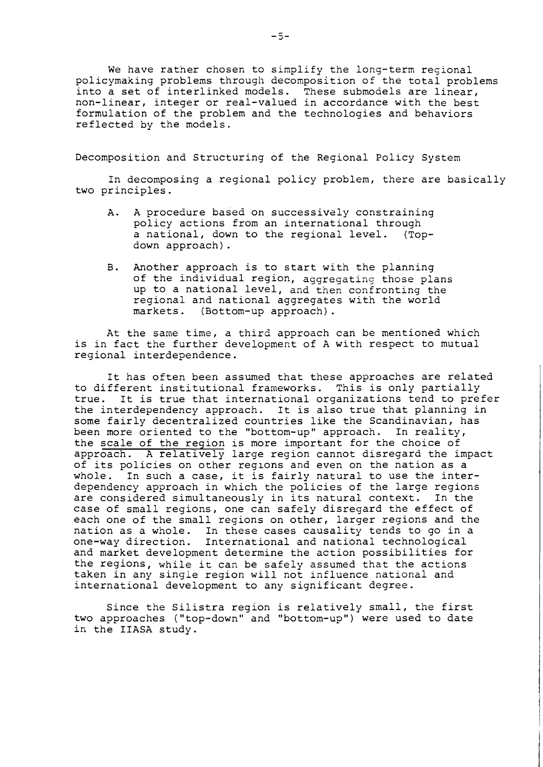We have rather chosen to simplify the long-term regional policymaking problems through decomposition of the total problems into a set of interlinked models. These submodels are linear, non-linear, integer or real-valued in accordance with the best formulation of the problem and the technologies and behaviors reflected by the models.

## Decomposition and Structuring of the Regional Policy System

In decomposing a regional policy problem, there are basically two principles.

A. A procedure based on successively constraining policy actions from an international through a national, down to the regional level. (Top-down approach).

B. Another approach is to start with the planning of the individual region, aggregating those plans up to a national level, and then confronting the regional and national aggregates with the world markets. (Bottom-up approach).

At the same time, a third approach can be mentioned which is in fact the further development of A with respect to mutual regional interdependence.

It has often been assumed that these approaches are related to different institutional frameworks. This is only partially true. It is true that international organizations tend to prefer the interdependency approach. It is also true that planning in some fairly decentralized countries like the Scandinavian, has been more oriented to the "bottom-up" approach. In reality, the scale of the region is more important for the choice of approach. A relatively large region cannot disregard the impact of its policies on other regions and even on the nation as a whole. In such a case, it is fairly natural to use the interdependency approach in which the policies of the large regions are considered simultaneously in its natural context. In the case of small regions, one can safely disregard the effect of each one of the small regions on other, larger regions and the nation as a whole. In these cases causality tends to go in a one-way direction. International and national technological and market development determine the action possibilities for the regions, while it can be safely assumed that the actions taken in any single region will not influence national and international development to any significant degree.

Since the Silistra region is relatively small, the first two approaches ("top-down" and "bottom-up") were used to date in the IIASA study.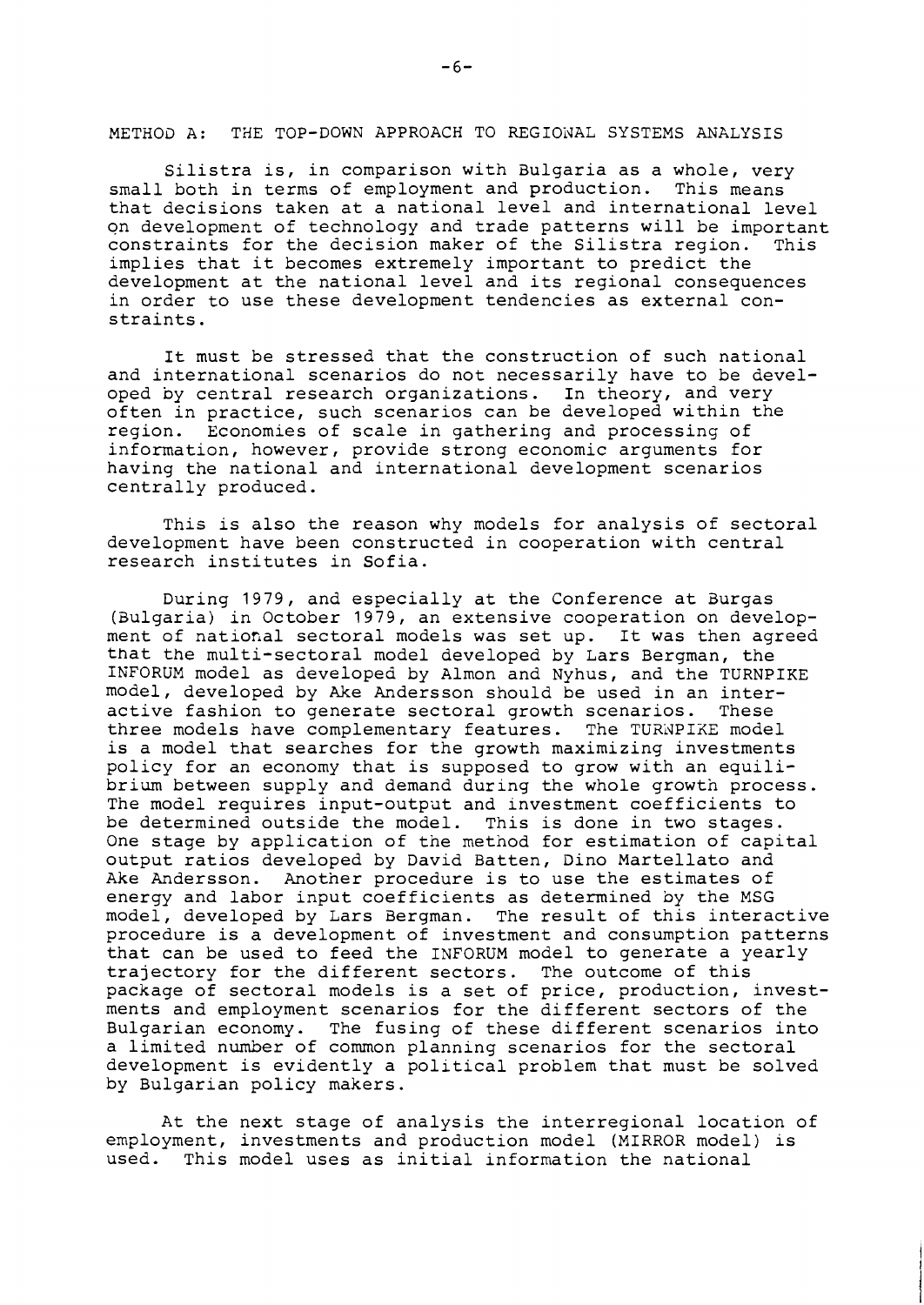## METHOD A: THE TOP-DOWN APPROACH TO REGIONAL SYSTEMS ANALYSIS

Silistra is, in comparison with Bulgaria as a whole, very small both in terms of employment and production. This means that decisions taken at a national level and international level on development of technology and trade patterns will be important constraints for the decision maker of the Silistra region. This implies that it becomes extremely important to predict the development at the national level and its regional consequences in order to use these development tendencies as external constraints.

It must be stressed that the construction of such national and international scenarios do not necessarily have to be developed by central research organizations. In theory, and very often in practice, such scenarios can be developed within the region. Economies of scale in gathering and processing of information, however, provide strong economic arguments for having the national and international development scenarios centrally produced.

This is also the reason why models for analysis of sectoral development have been constructed in cooperation with central research institutes in Sofia.

During 1979, and especially at the Conference at Burgas (Bulgaria) in October 1979, an extensive cooperation on development of national sectoral models was set up. It was then agreed that the multi-sectoral model developed by Lars Bergman, the INFORUM model as developed by Almon and Nyhus, and the TURNPIKE model, developed by Ake Andersson should be used in an interactive fashion to generate sectoral growth scenarios. These three models have complementary features. The TURNPIKE model is a model that searches for the growth maximizing investments policy for an economy that is supposed to grow with an equilibrium between supply and demand during the whole growth process. The model requires input-output and investment coefficients to be determined outside the model. This is done in two stages. One stage by application of the method for estimation of capital output ratios developed by David Batten, Dino Martellato and Ake Andersson. Another procedure is to use the estimates of energy and labor input coefficients as determined by the MSG model, developed by Lars Bergman. The result of this interactive procedure is a development of investment and consumption patterns that can be used to feed the INFORUM model to generate a yearly trajectory for the different sectors. The outcome of this package of sectoral models is a set of price, production, investments and employment scenarios for the different sectors of the Bulgarian economy. The fusing of these different scenarios into a limited number of common planning scenarios for the sectoral development is evidently a political problem that must be solved by Bulgarian policy makers.

At the next stage of analysis the interregional location of employment, investments and production model (MIRROR model) is used. This model uses as initial information the national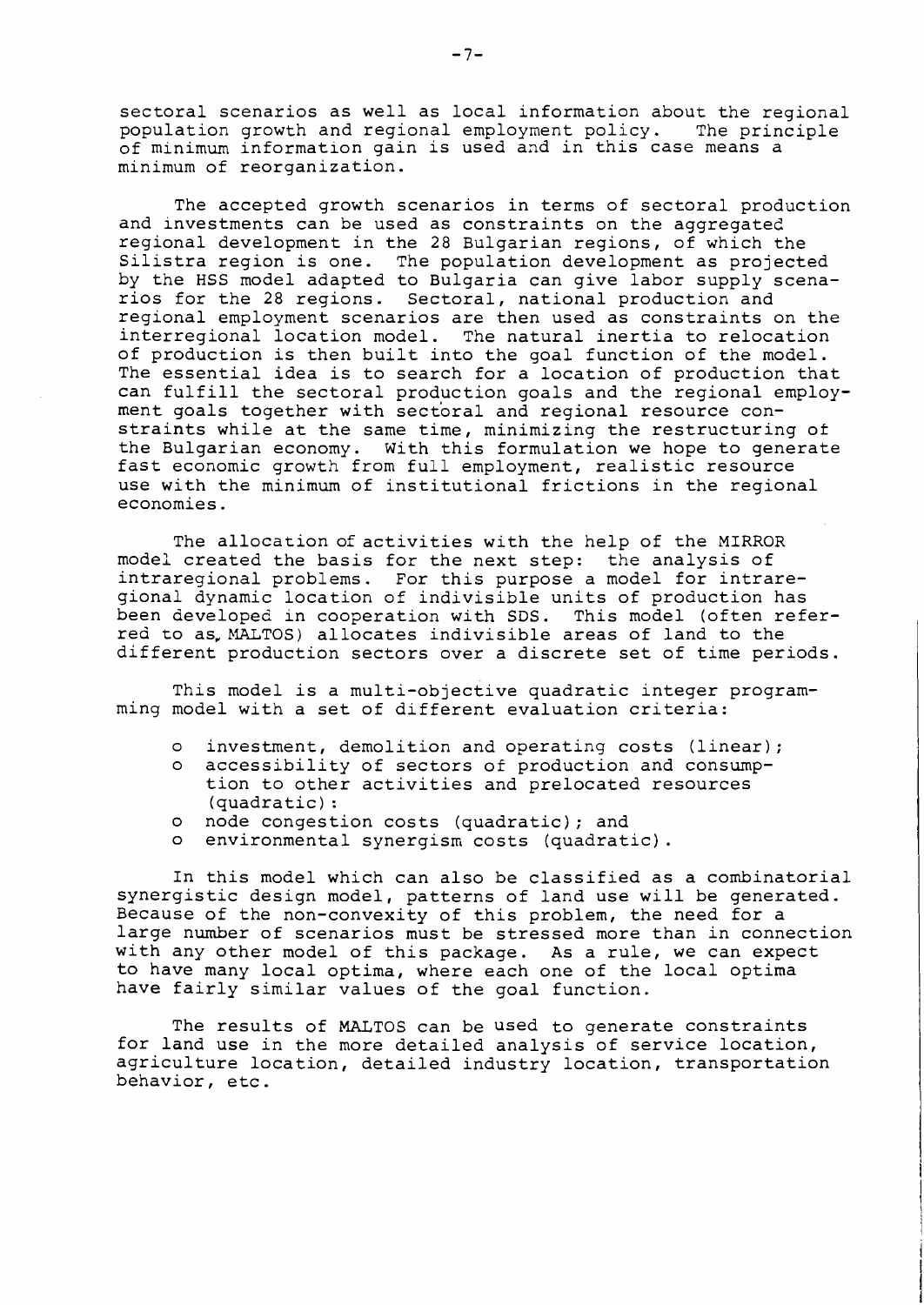sectoral scenarios as well as local information about the regional population growth and regional employment policy. The principle of minimum information gain is used and in this case means a minimum of reorganization.

The accepted growth scenarios in terms of sectoral production and investments can be used as constraints on the aggregated regional development in the 28 Bulgarian regions, of which the Silistra region is one. The population development as projected by the HSS model adapted to Bulgaria can give labor supply scenarios for the 28 regions. Sectoral, national production and regional employment scenarios are then used as constraints on the interregional location model. The natural inertia to relocation of production is then built into the goal function of the model. The essential idea is to search for a location of production that can fulfill the sectoral production goals and the regional employment goals together with sectoral and regional resource constraints while at the same time, minimizing the restructuring of the Bulgarian economy. With this formulation we hope to generate fast economic growth from full employment, realistic resource use with the minimum of institutional frictions in the regional economies.

The allocation of activities with the help of the MIRROR model created the basis for the next step: the analysis of intraregional problems. For this purpose a model for intraregional dynamic location of indivisible units of production has been developed in cooperation with SDS. This model (often referred to as MALTOS) allocates indivisible areas of land to the different production sectors over a discrete set of time periods.

This model is a multi-objective quadratic integer programming model with a set of different evaluation criteria:

- o investment, demolition and operating costs (linear);
- o accessibility of sectors of production and consumption to other activities and prelocated resources (quadratic):
- o node congestion costs (quadratic); and
- o environmental synergism costs (quadratic).

In this model which can also be classified as a combinatorial synergistic design model, patterns of land use will be generated. Because of the non-convexity of this problem, the need for a large number of scenarios must be stressed more than in connection with any other model of this package. As a rule, we can expect to have many local optima, where each one of the local optima have fairly similar values of the goal function.

The results of MALTOS can be used to generate constraints for land use in the more detailed analysis of service location, agriculture location, detailed industry location, transportation behavior, etc.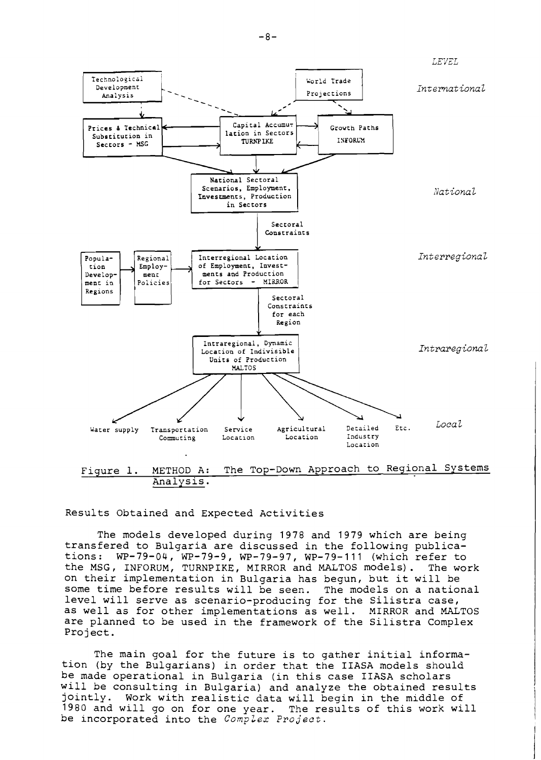LEVEL

*International*

- Technological Development Analysis
- World Trade Projections
- Prices & Technical Substitution in Sectors - MSG
- Capital Accumulation in Sectors TURNPIKE
- Growth Paths INFORUM

*National*

- National Sectoral Scenarios, Employment, Investments, Production in Sectors
- Sectoral Constraints

*Interregional*

- Population Development in Regions
- Regional Employment Policies
- Interregional Location of Employment, Investments and Production for Sectors - MIRROR
- Sectoral Constraints for each Region

*Intraregional*

- Intraregional, Dynamic Location of Indivisible Units of Production MALTOS

*Local*

- Water supply
- Transportation Commuting
- Service Location
- Agricultural Location
- Detailed Industry Location
- Etc.

Figure 1. METHOD A: The Top-Down Approach to Regional Systems Analysis.

Results Obtained and Expected Activities

The models developed during 1978 and 1979 which are being transfered to Bulgaria are discussed in the following publications: WP-79-04, WP-79-9, WP-79-97, WP-79-111 (which refer to the MSG, INFORUM, TURNPIKE, MIRROR and MALTOS models). The work on their implementation in Bulgaria has begun, but it will be some time before results will be seen. The models on a national level will serve as scenario-producing for the Silistra case, as well as for other implementations as well. MIRROR and MALTOS are planned to be used in the framework of the Silistra Complex Project.

The main goal for the future is to gather initial information (by the Bulgarians) in order that the IIASA models should be made operational in Bulgaria (in this case IIASA scholars will be consulting in Bulgaria) and analyze the obtained results jointly. Work with realistic data will begin in the middle of 1980 and will go on for one year. The results of this work will be incorporated into the *Complex Project*.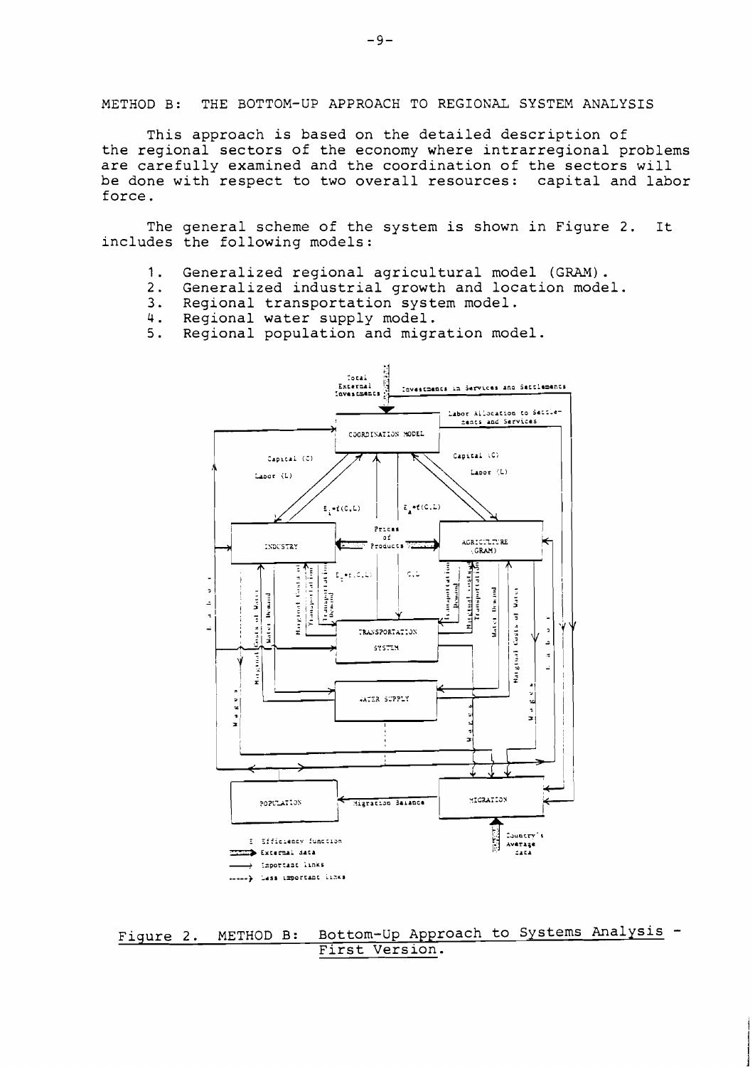METHOD B: THE BOTTOM-UP APPROACH TO REGIONAL SYSTEM ANALYSIS

This approach is based on the detailed description of the regional sectors of the economy where intrarregional problems are carefully examined and the coordination of the sectors will be done with respect to two overall resources: capital and labor force.

The general scheme of the system is shown in Figure 2. It includes the following models:

1. Generalized regional agricultural model (GRAM).
2. Generalized industrial growth and location model.
3. Regional transportation system model.
4. Regional water supply model.
5. Regional population and migration model.

Figure 2. METHOD B: Bottom-Up Approach to Systems Analysis - First Version.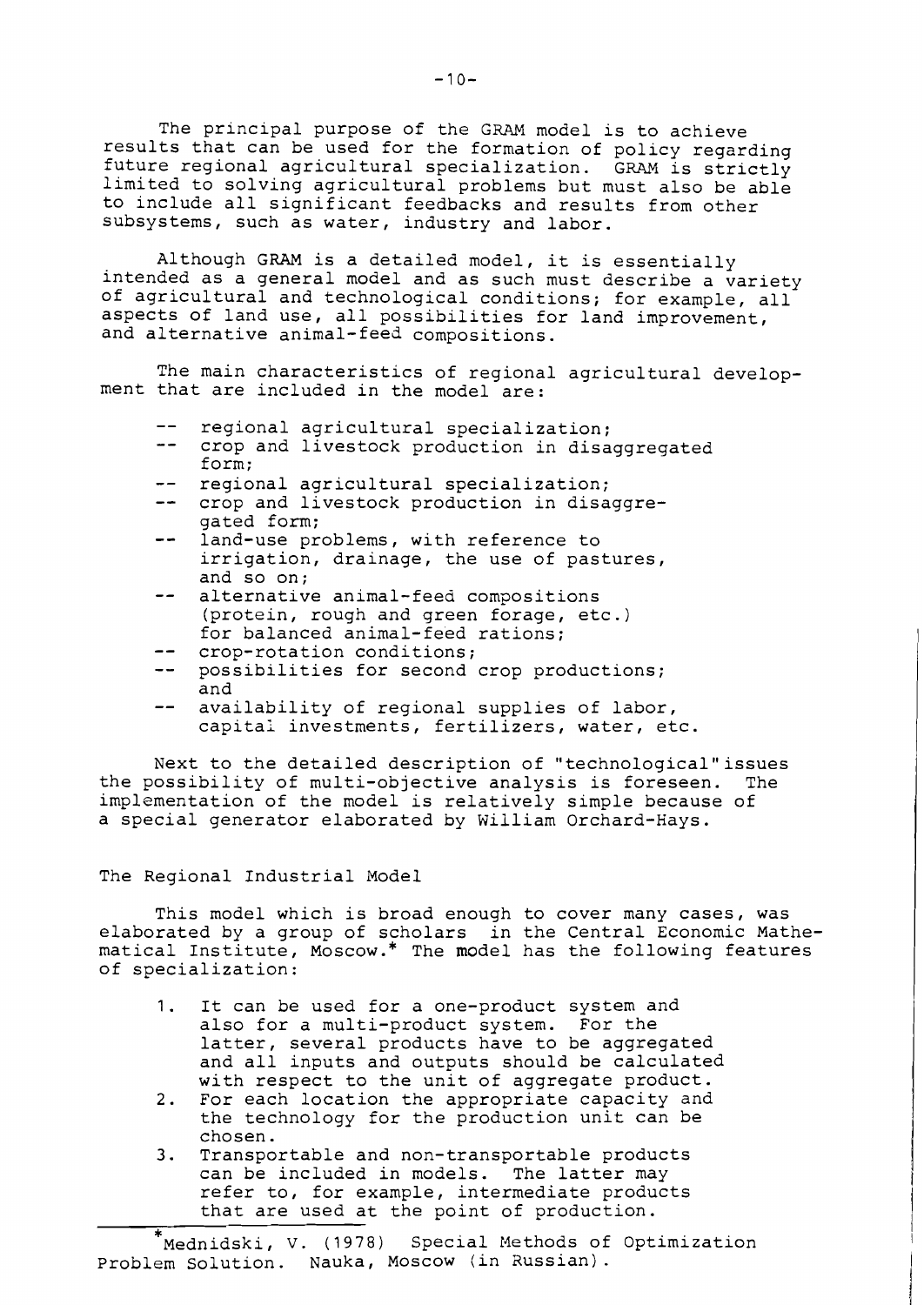The principal purpose of the GRAM model is to achieve results that can be used for the formation of policy regarding future regional agricultural specialization. GRAM is strictly limited to solving agricultural problems but must also be able to include all significant feedbacks and results from other subsystems, such as water, industry and labor.

Although GRAM is a detailed model, it is essentially intended as a general model and as such must describe a variety of agricultural and technological conditions; for example, all aspects of land use, all possibilities for land improvement, and alternative animal-feed compositions.

The main characteristics of regional agricultural development that are included in the model are:

- regional agricultural specialization;
- crop and livestock production in disaggregated form;
- regional agricultural specialization;
- crop and livestock production in disaggregated form;
- land-use problems, with reference to irrigation, drainage, the use of pastures, and so on;
- alternative animal-feed compositions (protein, rough and green forage, etc.) for balanced animal-feed rations;
- crop-rotation conditions;
- possibilities for second crop productions; and
- availability of regional supplies of labor, capital investments, fertilizers, water, etc.

Next to the detailed description of "technological" issues the possibility of multi-objective analysis is foreseen. The implementation of the model is relatively simple because of a special generator elaborated by William Orchard-Hays.

## The Regional Industrial Model

This model which is broad enough to cover many cases, was elaborated by a group of scholars in the Central Economic Mathematical Institute, Moscow.* The model has the following features of specialization:

1. It can be used for a one-product system and also for a multi-product system. For the latter, several products have to be aggregated and all inputs and outputs should be calculated with respect to the unit of aggregate product.
2. For each location the appropriate capacity and the technology for the production unit can be chosen.
3. Transportable and non-transportable products can be included in models. The latter may refer to, for example, intermediate products that are used at the point of production.

---

*Mednidski, V. (1978) Special Methods of Optimization Problem Solution. Nauka, Moscow (in Russian).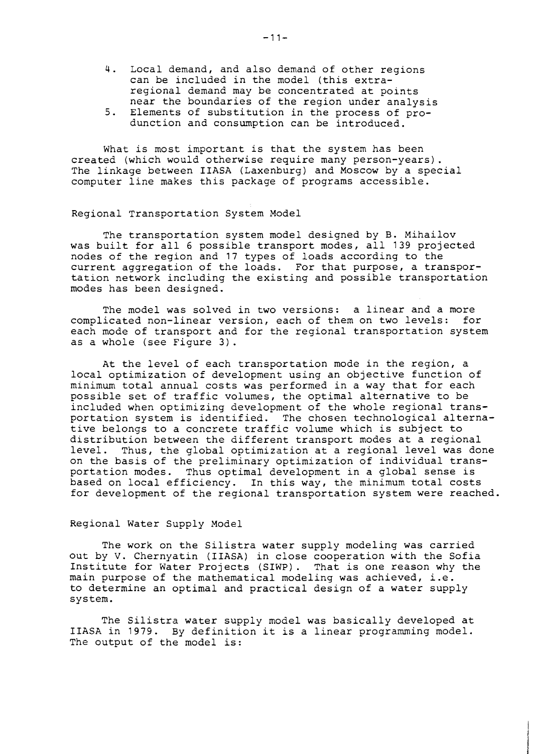4. Local demand, and also demand of other regions can be included in the model (this extra-regional demand may be concentrated at points near the boundaries of the region under analysis
5. Elements of substitution in the process of produnction and consumption can be introduced.

What is most important is that the system has been created (which would otherwise require many person-years). The linkage between IIASA (Laxenburg) and Moscow by a special computer line makes this package of programs accessible.

### Regional Transportation System Model

The transportation system model designed by B. Mihailov was built for all 6 possible transport modes, all 139 projected nodes of the region and 17 types of loads according to the current aggregation of the loads. For that purpose, a transportation network including the existing and possible transportation modes has been designed.

The model was solved in two versions: a linear and a more complicated non-linear version, each of them on two levels: for each mode of transport and for the regional transportation system as a whole (see Figure 3).

At the level of each transportation mode in the region, a local optimization of development using an objective function of minimum total annual costs was performed in a way that for each possible set of traffic volumes, the optimal alternative to be included when optimizing development of the whole regional transportation system is identified. The chosen technological alternative belongs to a concrete traffic volume which is subject to distribution between the different transport modes at a regional level. Thus, the global optimization at a regional level was done on the basis of the preliminary optimization of individual transportation modes. Thus optimal development in a global sense is based on local efficiency. In this way, the minimum total costs for development of the regional transportation system were reached.

### Regional Water Supply Model

The work on the Silistra water supply modeling was carried out by V. Chernyatin (IIASA) in close cooperation with the Sofia Institute for Water Projects (SIWP). That is one reason why the main purpose of the mathematical modeling was achieved, i.e. to determine an optimal and practical design of a water supply system.

The Silistra water supply model was basically developed at IIASA in 1979. By definition it is a linear programming model. The output of the model is: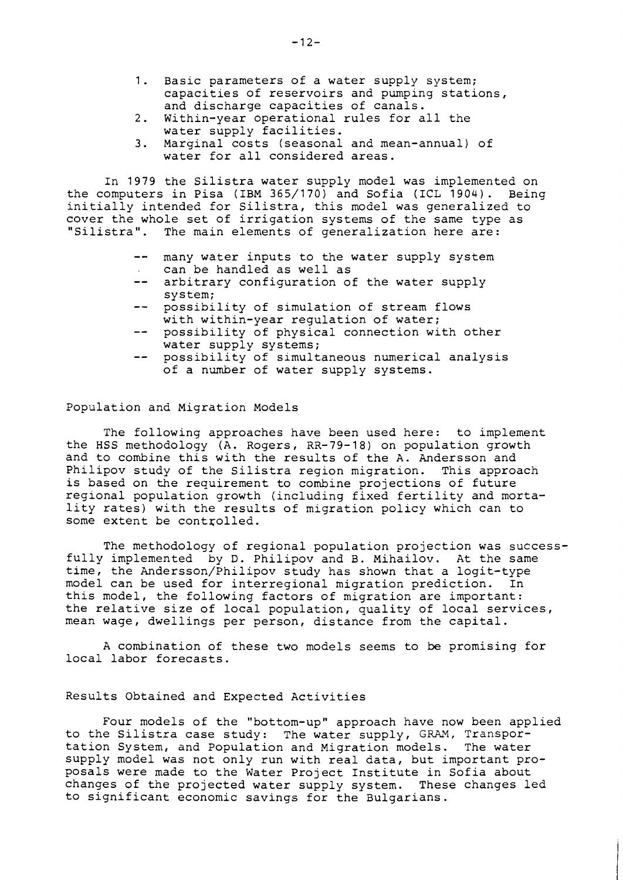1. Basic parameters of a water supply system; capacities of reservoirs and pumping stations, and discharge capacities of canals.
2. Within-year operational rules for all the water supply facilities.
3. Marginal costs (seasonal and mean-annual) of water for all considered areas.

In 1979 the Silistra water supply model was implemented on the computers in Pisa (IBM 365/170) and Sofia (ICL 1904). Being initially intended for Silistra, this model was generalized to cover the whole set of irrigation systems of the same type as "Silistra". The main elements of generalization here are:

- many water inputs to the water supply system can be handled as well as
- arbitrary configuration of the water supply system;
- possibility of simulation of stream flows with within-year regulation of water;
- possibility of physical connection with other water supply systems;
- possibility of simultaneous numerical analysis of a number of water supply systems.

## Population and Migration Models

The following approaches have been used here: to implement the HSS methodology (A. Rogers, RR-79-18) on population growth and to combine this with the results of the A. Andersson and Philipov study of the Silistra region migration. This approach is based on the requirement to combine projections of future regional population growth (including fixed fertility and mortality rates) with the results of migration policy which can to some extent be controlled.

The methodology of regional population projection was successfully implemented by D. Philipov and B. Mihailov. At the same time, the Andersson/Philipov study has shown that a logit-type model can be used for interregional migration prediction. In this model, the following factors of migration are important: the relative size of local population, quality of local services, mean wage, dwellings per person, distance from the capital.

A combination of these two models seems to be promising for local labor forecasts.

## Results Obtained and Expected Activities

Four models of the "bottom-up" approach have now been applied to the Silistra case study: The water supply, GRAM, Transportation System, and Population and Migration models. The water supply model was not only run with real data, but important proposals were made to the Water Project Institute in Sofia about changes of the projected water supply system. These changes led to significant economic savings for the Bulgarians.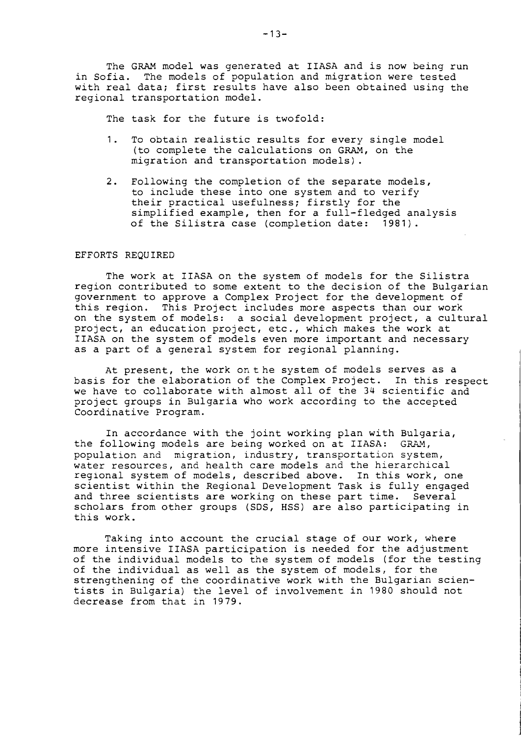The GRAM model was generated at IIASA and is now being run in Sofia. The models of population and migration were tested with real data; first results have also been obtained using the regional transportation model.

The task for the future is twofold:

1. To obtain realistic results for every single model (to complete the calculations on GRAM, on the migration and transportation models).

2. Following the completion of the separate models, to include these into one system and to verify their practical usefulness; firstly for the simplified example, then for a full-fledged analysis of the Silistra case (completion date: 1981).

## EFFORTS REQUIRED

The work at IIASA on the system of models for the Silistra region contributed to some extent to the decision of the Bulgarian government to approve a Complex Project for the development of this region. This Project includes more aspects than our work on the system of models: a social development project, a cultural project, an education project, etc., which makes the work at IIASA on the system of models even more important and necessary as a part of a general system for regional planning.

At present, the work on the system of models serves as a basis for the elaboration of the Complex Project. In this respect we have to collaborate with almost all of the 34 scientific and project groups in Bulgaria who work according to the accepted Coordinative Program.

In accordance with the joint working plan with Bulgaria, the following models are being worked on at IIASA: GRAM, population and migration, industry, transportation system, water resources, and health care models and the hierarchical regional system of models, described above. In this work, one scientist within the Regional Development Task is fully engaged and three scientists are working on these part time. Several scholars from other groups (SDS, HSS) are also participating in this work.

Taking into account the crucial stage of our work, where more intensive IIASA participation is needed for the adjustment of the individual models to the system of models (for the testing of the individual as well as the system of models, for the strengthening of the coordinative work with the Bulgarian scientists in Bulgaria) the level of involvement in 1980 should not decrease from that in 1979.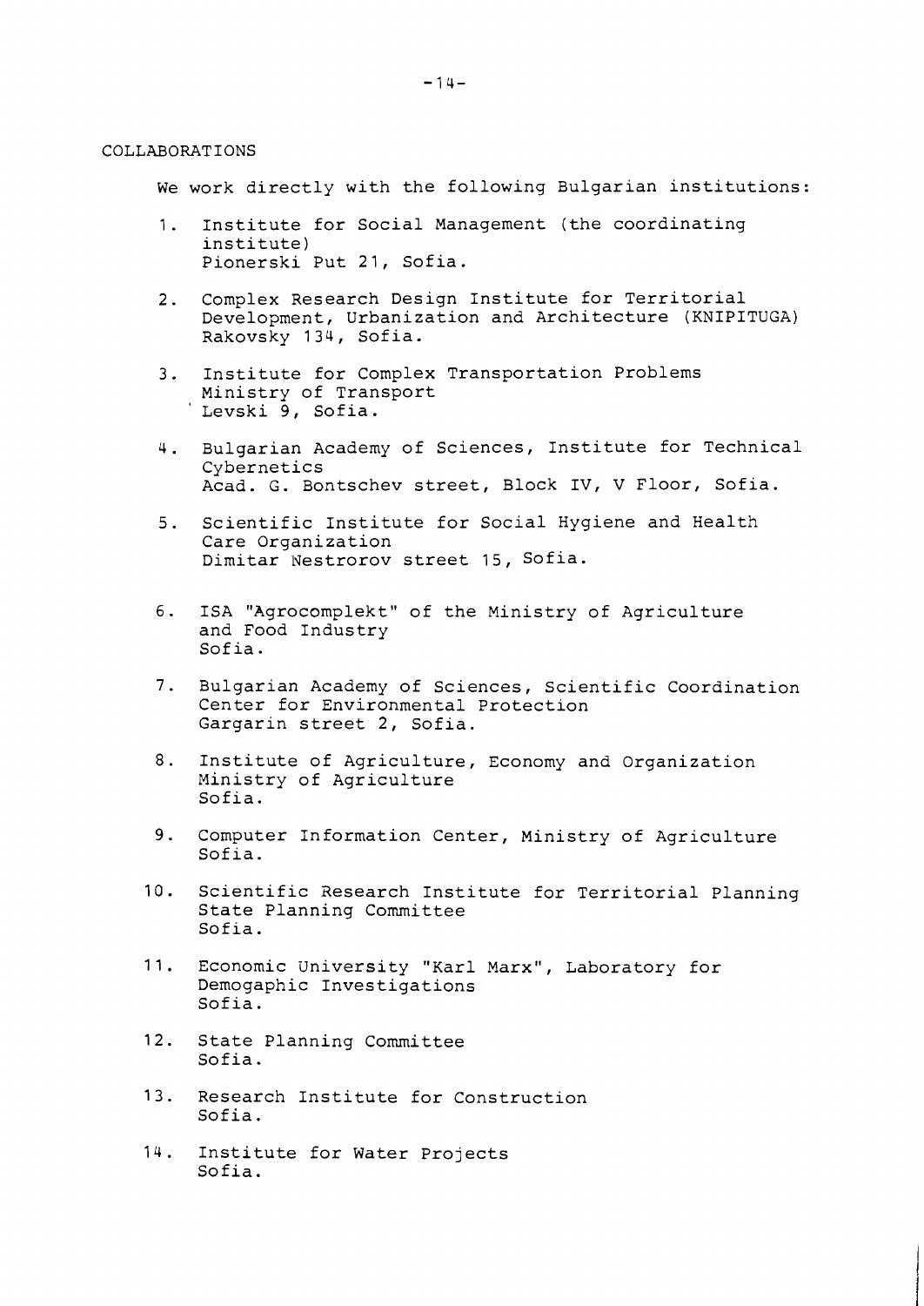## COLLABORATIONS

We work directly with the following Bulgarian institutions:

1. Institute for Social Management (the coordinating institute)
   Pionerski Put 21, Sofia.

2. Complex Research Design Institute for Territorial Development, Urbanization and Architecture (KNIPITUGA)
   Rakovsky 134, Sofia.

3. Institute for Complex Transportation Problems
   Ministry of Transport
   Levski 9, Sofia.

4. Bulgarian Academy of Sciences, Institute for Technical Cybernetics
   Acad. G. Bontschev street, Block IV, V Floor, Sofia.

5. Scientific Institute for Social Hygiene and Health Care Organization
   Dimitar Nestrorov street 15, Sofia.

6. ISA "Agrocomplekt" of the Ministry of Agriculture and Food Industry
   Sofia.

7. Bulgarian Academy of Sciences, Scientific Coordination Center for Environmental Protection
   Gargarin street 2, Sofia.

8. Institute of Agriculture, Economy and Organization
   Ministry of Agriculture
   Sofia.

9. Computer Information Center, Ministry of Agriculture
   Sofia.

10. Scientific Research Institute for Territorial Planning
    State Planning Committee
    Sofia.

11. Economic University "Karl Marx", Laboratory for Demogaphic Investigations
    Sofia.

12. State Planning Committee
    Sofia.

13. Research Institute for Construction
    Sofia.

14. Institute for Water Projects
    Sofia.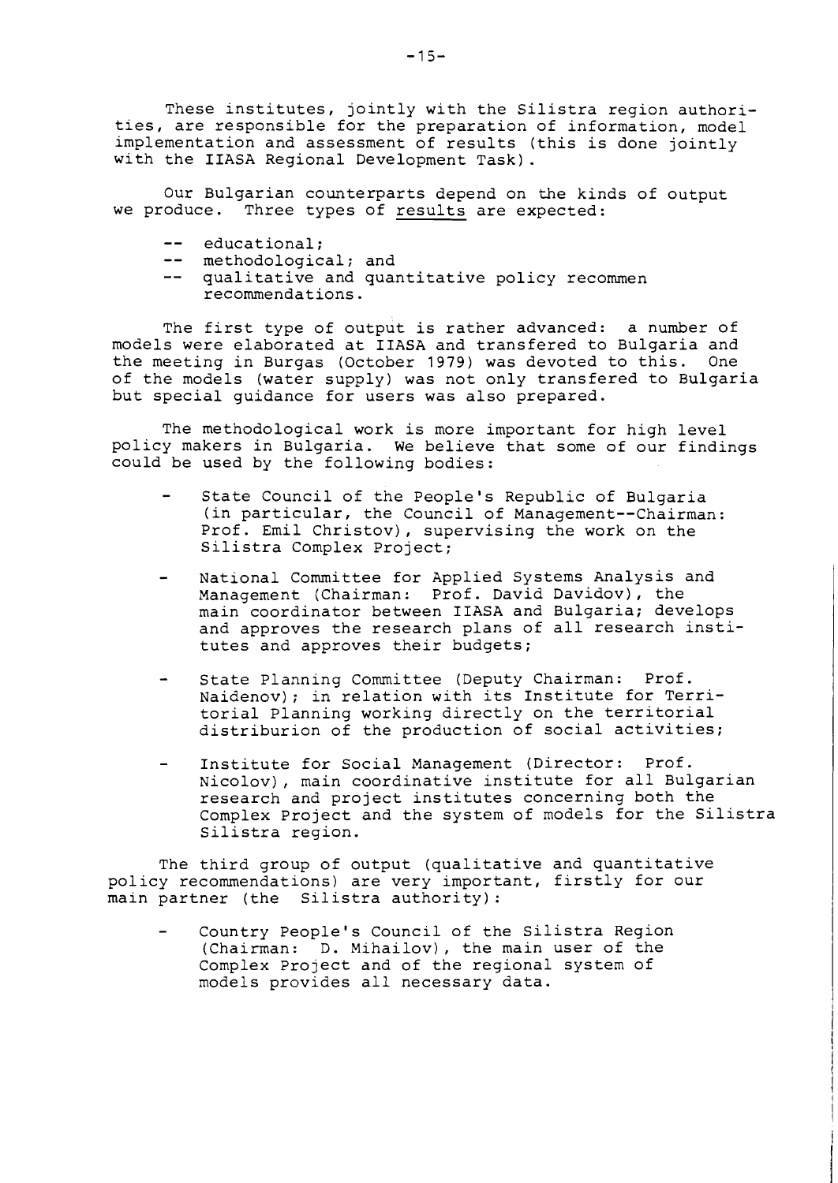These institutes, jointly with the Silistra region authorities, are responsible for the preparation of information, model implementation and assessment of results (this is done jointly with the IIASA Regional Development Task).

Our Bulgarian counterparts depend on the kinds of output we produce. Three types of results are expected:

-- educational;
-- methodological; and
-- qualitative and quantitative policy recommen recommendations.

The first type of output is rather advanced: a number of models were elaborated at IIASA and transfered to Bulgaria and the meeting in Burgas (October 1979) was devoted to this. One of the models (water supply) was not only transfered to Bulgaria but special guidance for users was also prepared.

The methodological work is more important for high level policy makers in Bulgaria. We believe that some of our findings could be used by the following bodies:

- State Council of the People's Republic of Bulgaria (in particular, the Council of Management--Chairman: Prof. Emil Christov), supervising the work on the Silistra Complex Project;

- National Committee for Applied Systems Analysis and Management (Chairman: Prof. David Davidov), the main coordinator between IIASA and Bulgaria; develops and approves the research plans of all research institutes and approves their budgets;

- State Planning Committee (Deputy Chairman: Prof. Naidenov); in relation with its Institute for Territorial Planning working directly on the territorial distriburion of the production of social activities;

- Institute for Social Management (Director: Prof. Nicolov), main coordinative institute for all Bulgarian research and project institutes concerning both the Complex Project and the system of models for the Silistra Silistra region.

The third group of output (qualitative and quantitative policy recommendations) are very important, firstly for our main partner (the Silistra authority):

- Country People's Council of the Silistra Region (Chairman: D. Mihailov), the main user of the Complex Project and of the regional system of models provides all necessary data.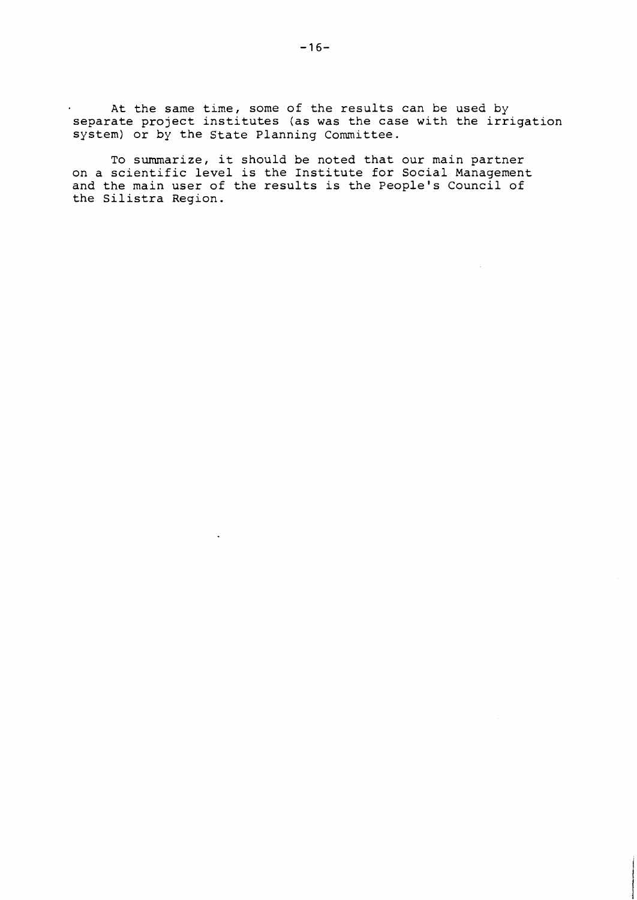At the same time, some of the results can be used by separate project institutes (as was the case with the irrigation system) or by the State Planning Committee.

To summarize, it should be noted that our main partner on a scientific level is the Institute for Social Management and the main user of the results is the People's Council of the Silistra Region.